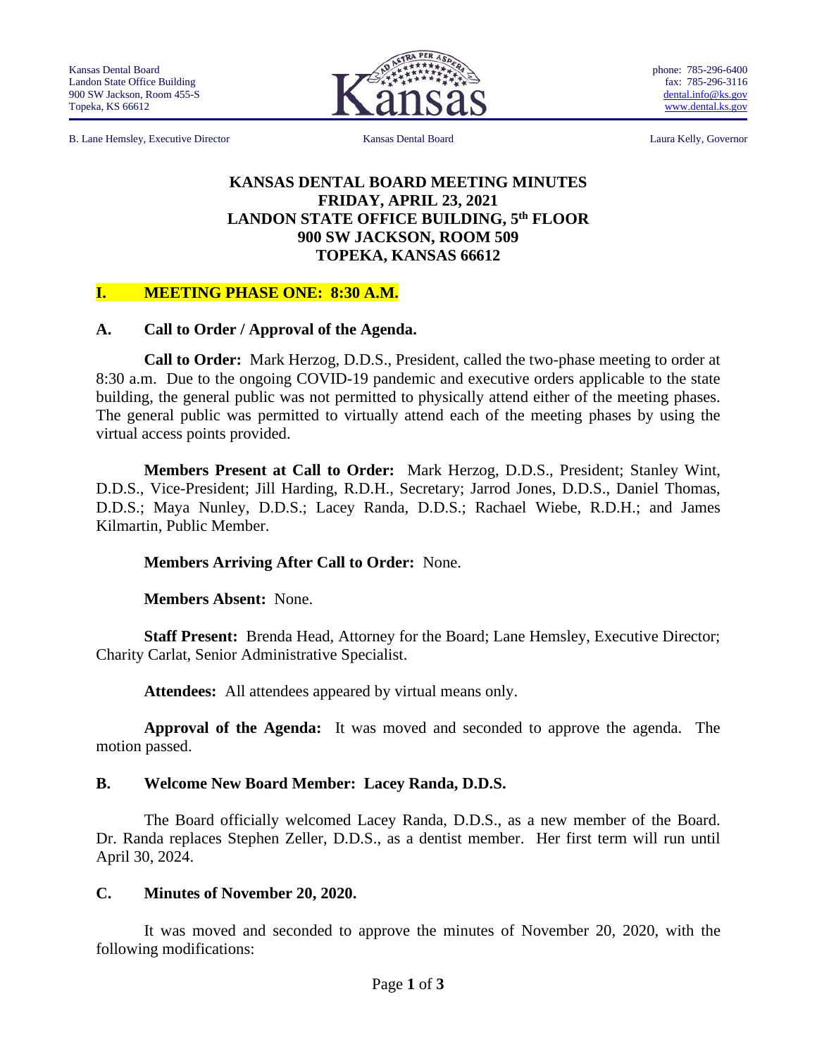Kansas Dental Board
Landon State Office Building
900 SW Jackson, Room 455-S
Topeka, KS 66612

phone: 785-296-6400
fax: 785-296-3116
dental.info@ks.gov
www.dental.ks.gov

B. Lane Hemsley, Executive Director — Kansas Dental Board — Laura Kelly, Governor

# KANSAS DENTAL BOARD MEETING MINUTES
# FRIDAY, APRIL 23, 2021
# LANDON STATE OFFICE BUILDING, 5th FLOOR
# 900 SW JACKSON, ROOM 509
# TOPEKA, KANSAS 66612

## I. MEETING PHASE ONE: 8:30 A.M.

### A. Call to Order / Approval of the Agenda.

**Call to Order:** Mark Herzog, D.D.S., President, called the two-phase meeting to order at 8:30 a.m. Due to the ongoing COVID-19 pandemic and executive orders applicable to the state building, the general public was not permitted to physically attend either of the meeting phases. The general public was permitted to virtually attend each of the meeting phases by using the virtual access points provided.

**Members Present at Call to Order:** Mark Herzog, D.D.S., President; Stanley Wint, D.D.S., Vice-President; Jill Harding, R.D.H., Secretary; Jarrod Jones, D.D.S., Daniel Thomas, D.D.S.; Maya Nunley, D.D.S.; Lacey Randa, D.D.S.; Rachael Wiebe, R.D.H.; and James Kilmartin, Public Member.

**Members Arriving After Call to Order:** None.

**Members Absent:** None.

**Staff Present:** Brenda Head, Attorney for the Board; Lane Hemsley, Executive Director; Charity Carlat, Senior Administrative Specialist.

**Attendees:** All attendees appeared by virtual means only.

**Approval of the Agenda:** It was moved and seconded to approve the agenda. The motion passed.

### B. Welcome New Board Member: Lacey Randa, D.D.S.

The Board officially welcomed Lacey Randa, D.D.S., as a new member of the Board. Dr. Randa replaces Stephen Zeller, D.D.S., as a dentist member. Her first term will run until April 30, 2024.

### C. Minutes of November 20, 2020.

It was moved and seconded to approve the minutes of November 20, 2020, with the following modifications: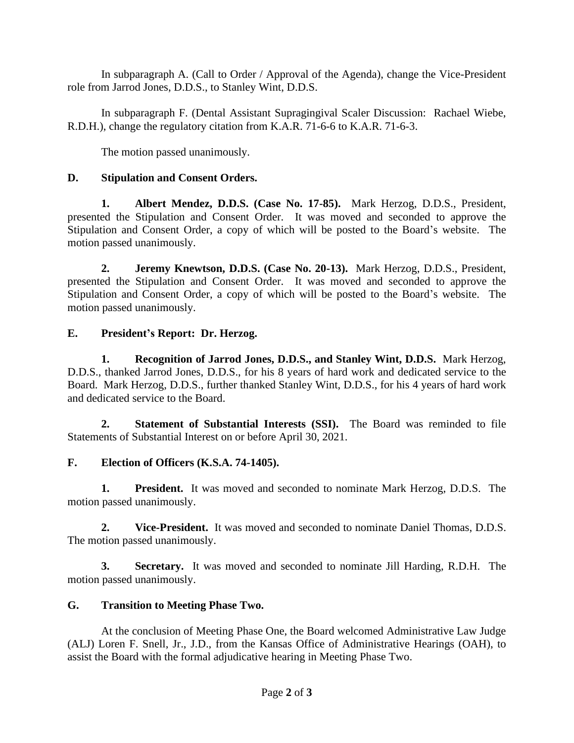In subparagraph A. (Call to Order / Approval of the Agenda), change the Vice-President role from Jarrod Jones, D.D.S., to Stanley Wint, D.D.S.

In subparagraph F. (Dental Assistant Supragingival Scaler Discussion: Rachael Wiebe, R.D.H.), change the regulatory citation from K.A.R. 71-6-6 to K.A.R. 71-6-3.

The motion passed unanimously.

## D. Stipulation and Consent Orders.

**1. Albert Mendez, D.D.S. (Case No. 17-85).** Mark Herzog, D.D.S., President, presented the Stipulation and Consent Order. It was moved and seconded to approve the Stipulation and Consent Order, a copy of which will be posted to the Board's website. The motion passed unanimously.

**2. Jeremy Knewtson, D.D.S. (Case No. 20-13).** Mark Herzog, D.D.S., President, presented the Stipulation and Consent Order. It was moved and seconded to approve the Stipulation and Consent Order, a copy of which will be posted to the Board's website. The motion passed unanimously.

## E. President's Report: Dr. Herzog.

**1. Recognition of Jarrod Jones, D.D.S., and Stanley Wint, D.D.S.** Mark Herzog, D.D.S., thanked Jarrod Jones, D.D.S., for his 8 years of hard work and dedicated service to the Board. Mark Herzog, D.D.S., further thanked Stanley Wint, D.D.S., for his 4 years of hard work and dedicated service to the Board.

**2. Statement of Substantial Interests (SSI).** The Board was reminded to file Statements of Substantial Interest on or before April 30, 2021.

## F. Election of Officers (K.S.A. 74-1405).

**1. President.** It was moved and seconded to nominate Mark Herzog, D.D.S. The motion passed unanimously.

**2. Vice-President.** It was moved and seconded to nominate Daniel Thomas, D.D.S. The motion passed unanimously.

**3. Secretary.** It was moved and seconded to nominate Jill Harding, R.D.H. The motion passed unanimously.

## G. Transition to Meeting Phase Two.

At the conclusion of Meeting Phase One, the Board welcomed Administrative Law Judge (ALJ) Loren F. Snell, Jr., J.D., from the Kansas Office of Administrative Hearings (OAH), to assist the Board with the formal adjudicative hearing in Meeting Phase Two.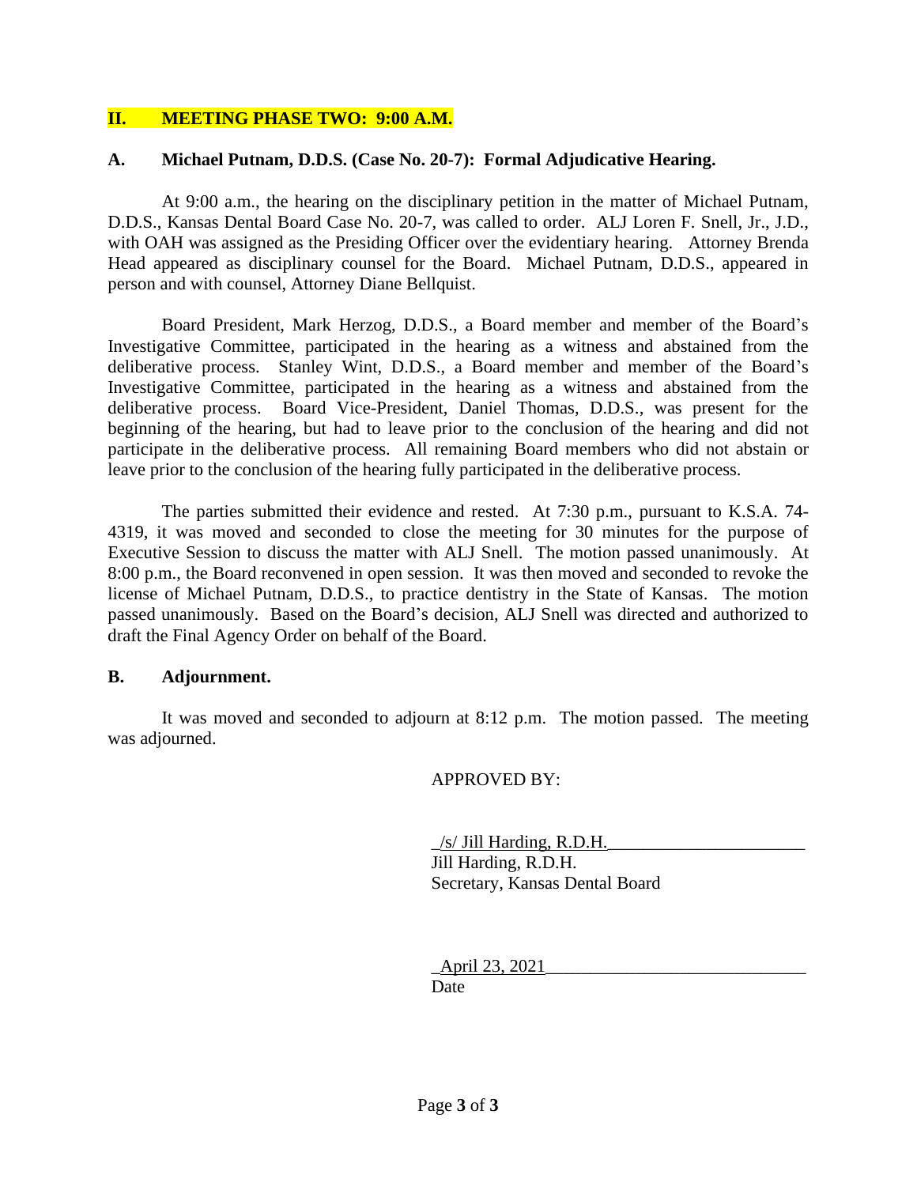## II. MEETING PHASE TWO: 9:00 A.M.

### A. Michael Putnam, D.D.S. (Case No. 20-7): Formal Adjudicative Hearing.

At 9:00 a.m., the hearing on the disciplinary petition in the matter of Michael Putnam, D.D.S., Kansas Dental Board Case No. 20-7, was called to order. ALJ Loren F. Snell, Jr., J.D., with OAH was assigned as the Presiding Officer over the evidentiary hearing. Attorney Brenda Head appeared as disciplinary counsel for the Board. Michael Putnam, D.D.S., appeared in person and with counsel, Attorney Diane Bellquist.

Board President, Mark Herzog, D.D.S., a Board member and member of the Board's Investigative Committee, participated in the hearing as a witness and abstained from the deliberative process. Stanley Wint, D.D.S., a Board member and member of the Board's Investigative Committee, participated in the hearing as a witness and abstained from the deliberative process. Board Vice-President, Daniel Thomas, D.D.S., was present for the beginning of the hearing, but had to leave prior to the conclusion of the hearing and did not participate in the deliberative process. All remaining Board members who did not abstain or leave prior to the conclusion of the hearing fully participated in the deliberative process.

The parties submitted their evidence and rested. At 7:30 p.m., pursuant to K.S.A. 74-4319, it was moved and seconded to close the meeting for 30 minutes for the purpose of Executive Session to discuss the matter with ALJ Snell. The motion passed unanimously. At 8:00 p.m., the Board reconvened in open session. It was then moved and seconded to revoke the license of Michael Putnam, D.D.S., to practice dentistry in the State of Kansas. The motion passed unanimously. Based on the Board's decision, ALJ Snell was directed and authorized to draft the Final Agency Order on behalf of the Board.

### B. Adjournment.

It was moved and seconded to adjourn at 8:12 p.m. The motion passed. The meeting was adjourned.

APPROVED BY:

/s/ Jill Harding, R.D.H.
Jill Harding, R.D.H.
Secretary, Kansas Dental Board

April 23, 2021
Date